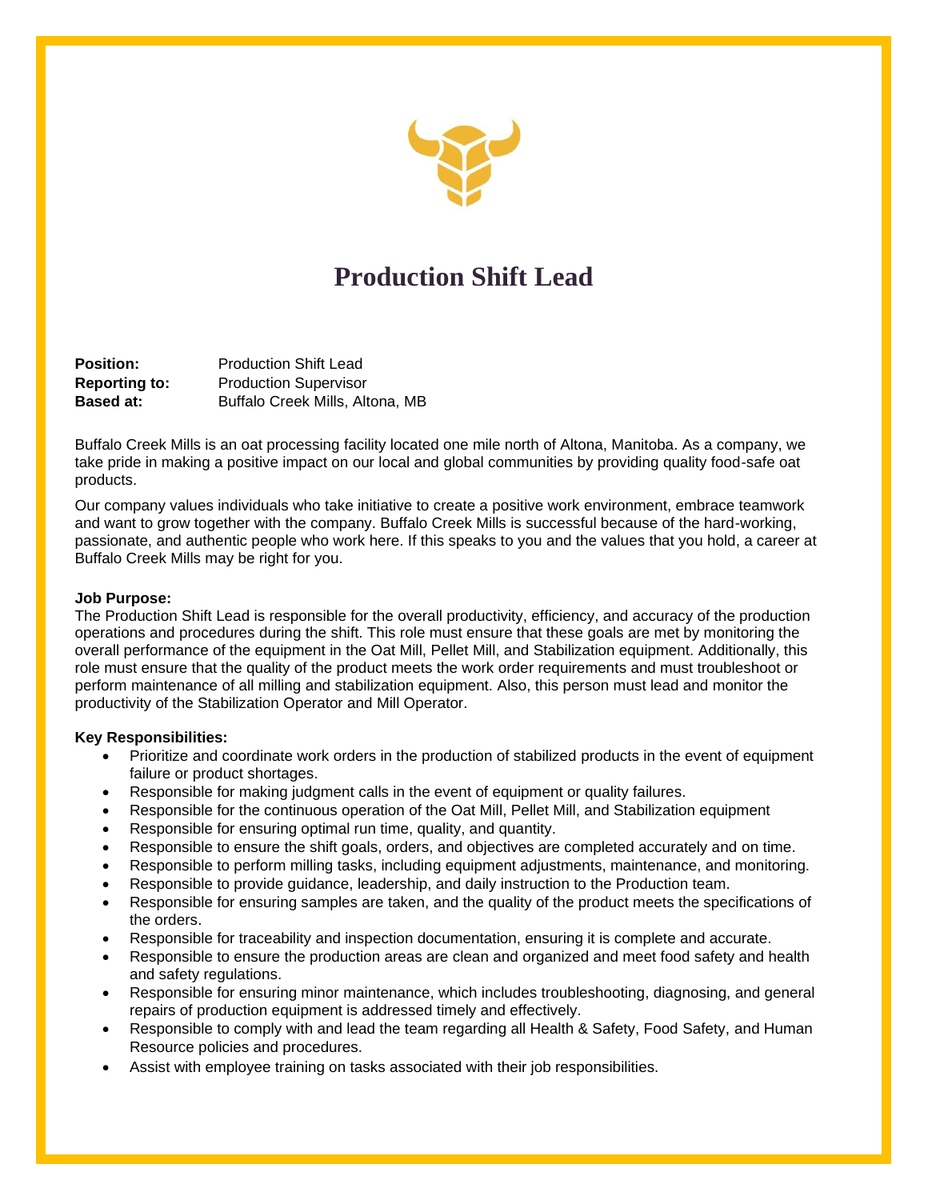# Production Shift Lead

**Position:** Production Shift Lead
**Reporting to:** Production Supervisor
**Based at:** Buffalo Creek Mills, Altona, MB

Buffalo Creek Mills is an oat processing facility located one mile north of Altona, Manitoba. As a company, we take pride in making a positive impact on our local and global communities by providing quality food-safe oat products.

Our company values individuals who take initiative to create a positive work environment, embrace teamwork and want to grow together with the company. Buffalo Creek Mills is successful because of the hard-working, passionate, and authentic people who work here. If this speaks to you and the values that you hold, a career at Buffalo Creek Mills may be right for you.

**Job Purpose:**
The Production Shift Lead is responsible for the overall productivity, efficiency, and accuracy of the production operations and procedures during the shift. This role must ensure that these goals are met by monitoring the overall performance of the equipment in the Oat Mill, Pellet Mill, and Stabilization equipment. Additionally, this role must ensure that the quality of the product meets the work order requirements and must troubleshoot or perform maintenance of all milling and stabilization equipment. Also, this person must lead and monitor the productivity of the Stabilization Operator and Mill Operator.

**Key Responsibilities:**

- Prioritize and coordinate work orders in the production of stabilized products in the event of equipment failure or product shortages.
- Responsible for making judgment calls in the event of equipment or quality failures.
- Responsible for the continuous operation of the Oat Mill, Pellet Mill, and Stabilization equipment
- Responsible for ensuring optimal run time, quality, and quantity.
- Responsible to ensure the shift goals, orders, and objectives are completed accurately and on time.
- Responsible to perform milling tasks, including equipment adjustments, maintenance, and monitoring.
- Responsible to provide guidance, leadership, and daily instruction to the Production team.
- Responsible for ensuring samples are taken, and the quality of the product meets the specifications of the orders.
- Responsible for traceability and inspection documentation, ensuring it is complete and accurate.
- Responsible to ensure the production areas are clean and organized and meet food safety and health and safety regulations.
- Responsible for ensuring minor maintenance, which includes troubleshooting, diagnosing, and general repairs of production equipment is addressed timely and effectively.
- Responsible to comply with and lead the team regarding all Health & Safety, Food Safety, and Human Resource policies and procedures.
- Assist with employee training on tasks associated with their job responsibilities.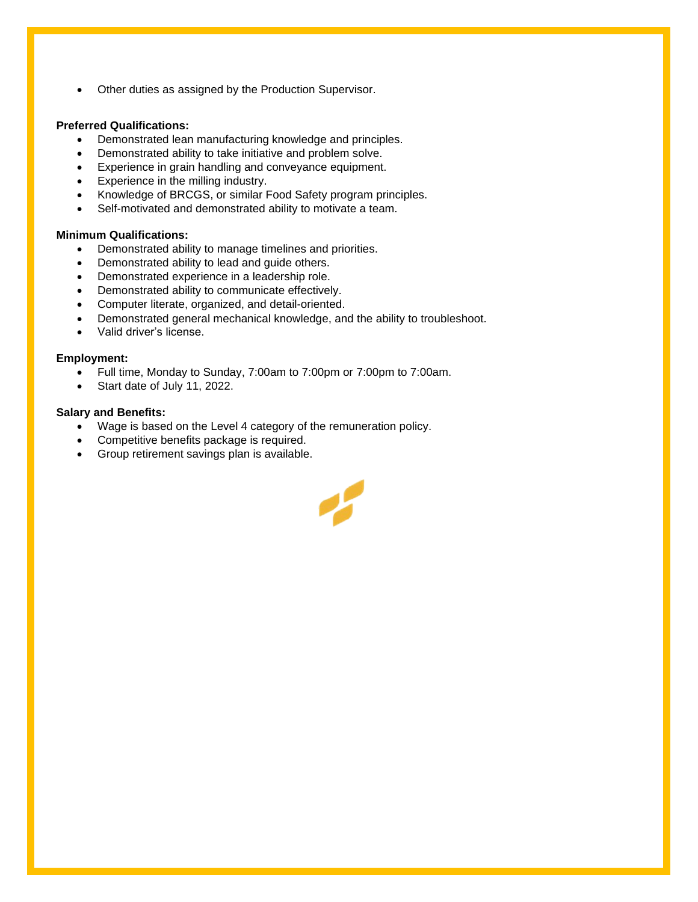- Other duties as assigned by the Production Supervisor.

**Preferred Qualifications:**

- Demonstrated lean manufacturing knowledge and principles.
- Demonstrated ability to take initiative and problem solve.
- Experience in grain handling and conveyance equipment.
- Experience in the milling industry.
- Knowledge of BRCGS, or similar Food Safety program principles.
- Self-motivated and demonstrated ability to motivate a team.

**Minimum Qualifications:**

- Demonstrated ability to manage timelines and priorities.
- Demonstrated ability to lead and guide others.
- Demonstrated experience in a leadership role.
- Demonstrated ability to communicate effectively.
- Computer literate, organized, and detail-oriented.
- Demonstrated general mechanical knowledge, and the ability to troubleshoot.
- Valid driver's license.

**Employment:**

- Full time, Monday to Sunday, 7:00am to 7:00pm or 7:00pm to 7:00am.
- Start date of July 11, 2022.

**Salary and Benefits:**

- Wage is based on the Level 4 category of the remuneration policy.
- Competitive benefits package is required.
- Group retirement savings plan is available.